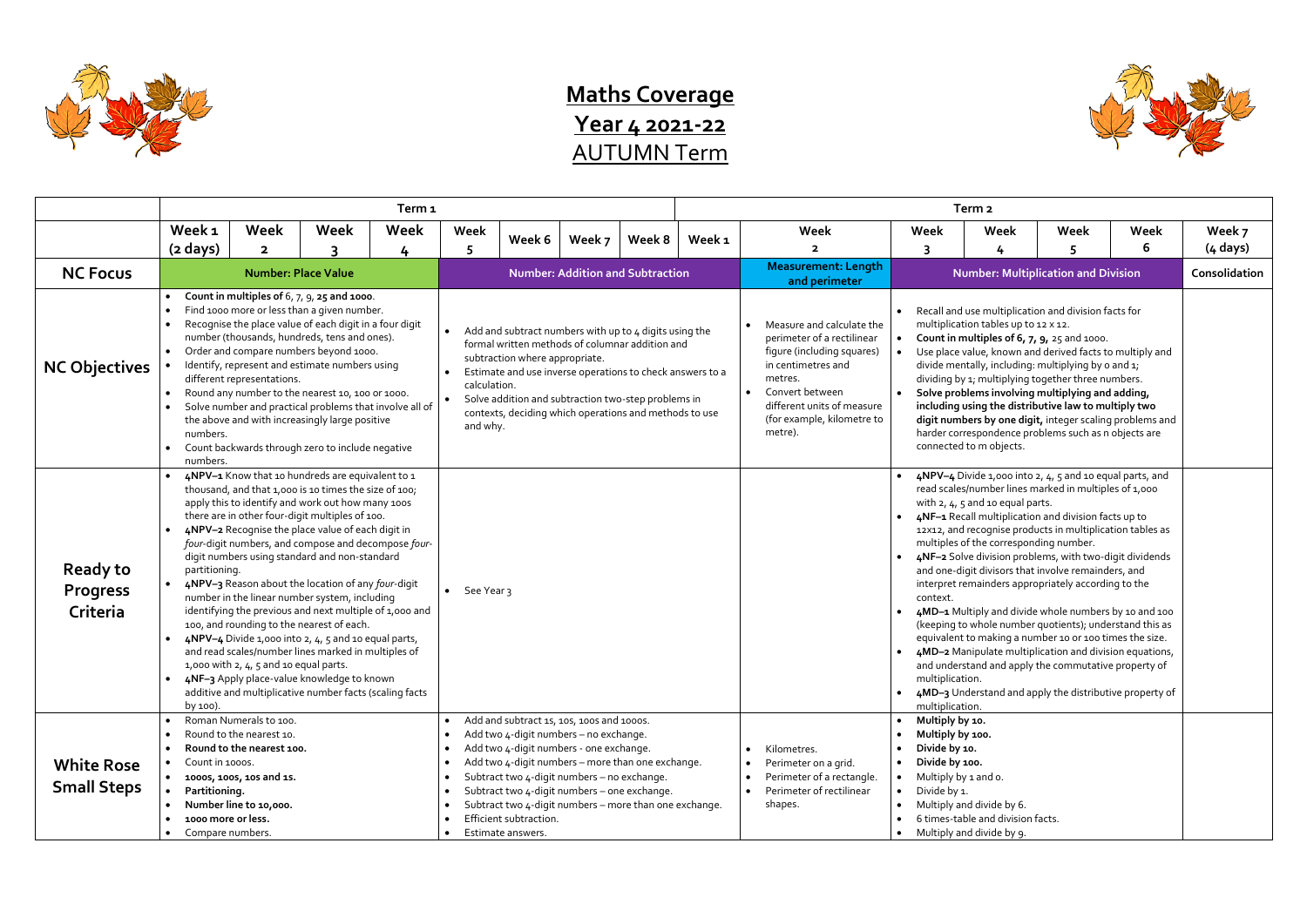# Maths Coverage

## Year 4 2021-22

## AUTUMN Term

| | Term 1 | | | | | | | | Term 2 | | | | | | |
|---|---|---|---|---|---|---|---|---|---|---|---|---|---|---|---|
| | Week 1 (2 days) | Week 2 | Week 3 | Week 4 | Week 5 | Week 6 | Week 7 | Week 8 | Week 1 | Week 2 | Week 3 | Week 4 | Week 5 | Week 6 | Week 7 (4 days) |
| **NC Focus** | **Number: Place Value** | | | | **Number: Addition and Subtraction** | | | | | **Measurement: Length and perimeter** | **Number: Multiplication and Division** | | | | **Consolidation** |
| **NC Objectives** | • **Count in multiples of** 6, 7, 9, **25 and 1000**.<br>• Find 1000 more or less than a given number.<br>• Recognise the place value of each digit in a four digit number (thousands, hundreds, tens and ones).<br>• Order and compare numbers beyond 1000.<br>• Identify, represent and estimate numbers using different representations.<br>• Round any number to the nearest 10, 100 or 1000.<br>• Solve number and practical problems that involve all of the above and with increasingly large positive numbers.<br>• Count backwards through zero to include negative numbers. | | | | • Add and subtract numbers with up to 4 digits using the formal written methods of columnar addition and subtraction where appropriate.<br>• Estimate and use inverse operations to check answers to a calculation.<br>• Solve addition and subtraction two-step problems in contexts, deciding which operations and methods to use and why. | | | | | • Measure and calculate the perimeter of a rectilinear figure (including squares) in centimetres and metres.<br>• Convert between different units of measure (for example, kilometre to metre). | • Recall and use multiplication and division facts for multiplication tables up to 12 x 12.<br>• **Count in multiples of 6, 7, 9,** 25 and 1000.<br>• Use place value, known and derived facts to multiply and divide mentally, including: multiplying by 0 and 1; dividing by 1; multiplying together three numbers.<br>• **Solve problems involving multiplying and adding, including using the distributive law to multiply two digit numbers by one digit,** integer scaling problems and harder correspondence problems such as n objects are connected to m objects. | | | | |
| **Ready to Progress Criteria** | • **4NPV–1** Know that 10 hundreds are equivalent to 1 thousand, and that 1,000 is 10 times the size of 100; apply this to identify and work out how many 100s there are in other four-digit multiples of 100.<br>• **4NPV–2** Recognise the place value of each digit in *four*-digit numbers, and compose and decompose *four*-digit numbers using standard and non-standard partitioning.<br>• **4NPV–3** Reason about the location of any *four*-digit number in the linear number system, including identifying the previous and next multiple of 1,000 and 100, and rounding to the nearest of each.<br>• **4NPV–4** Divide 1,000 into 2, 4, 5 and 10 equal parts, and read scales/number lines marked in multiples of 1,000 with 2, 4, 5 and 10 equal parts.<br>• **4NF–3** Apply place-value knowledge to known additive and multiplicative number facts (scaling facts by 100). | | | | • See Year 3 | | | | | | • **4NPV–4** Divide 1,000 into 2, 4, 5 and 10 equal parts, and read scales/number lines marked in multiples of 1,000 with 2, 4, 5 and 10 equal parts.<br>• **4NF–1** Recall multiplication and division facts up to 12x12, and recognise products in multiplication tables as multiples of the corresponding number.<br>• **4NF–2** Solve division problems, with two-digit dividends and one-digit divisors that involve remainders, and interpret remainders appropriately according to the context.<br>• **4MD–1** Multiply and divide whole numbers by 10 and 100 (keeping to whole number quotients); understand this as equivalent to making a number 10 or 100 times the size.<br>• **4MD–2** Manipulate multiplication and division equations, and understand and apply the commutative property of multiplication.<br>• **4MD–3** Understand and apply the distributive property of multiplication. | | | | |
| **White Rose Small Steps** | • Roman Numerals to 100.<br>• Round to the nearest 10.<br>• **Round to the nearest 100.**<br>• Count in 1000s.<br>• **1000s, 100s, 10s and 1s.**<br>• **Partitioning.**<br>• **Number line to 10,000.**<br>• **1000 more or less.**<br>• Compare numbers. | | | | • Add and subtract 1s, 10s, 100s and 1000s.<br>• Add two 4-digit numbers – no exchange.<br>• Add two 4-digit numbers - one exchange.<br>• Add two 4-digit numbers – more than one exchange.<br>• Subtract two 4-digit numbers – no exchange.<br>• Subtract two 4-digit numbers – one exchange.<br>• Subtract two 4-digit numbers – more than one exchange.<br>• Efficient subtraction.<br>• Estimate answers. | | | | | • Kilometres.<br>• Perimeter on a grid.<br>• Perimeter of a rectangle.<br>• Perimeter of rectilinear shapes. | • **Multiply by 10.**<br>• **Multiply by 100.**<br>• **Divide by 10.**<br>• **Divide by 100.**<br>• Multiply by 1 and 0.<br>• Divide by 1.<br>• Multiply and divide by 6.<br>• 6 times-table and division facts.<br>• Multiply and divide by 9. | | | | |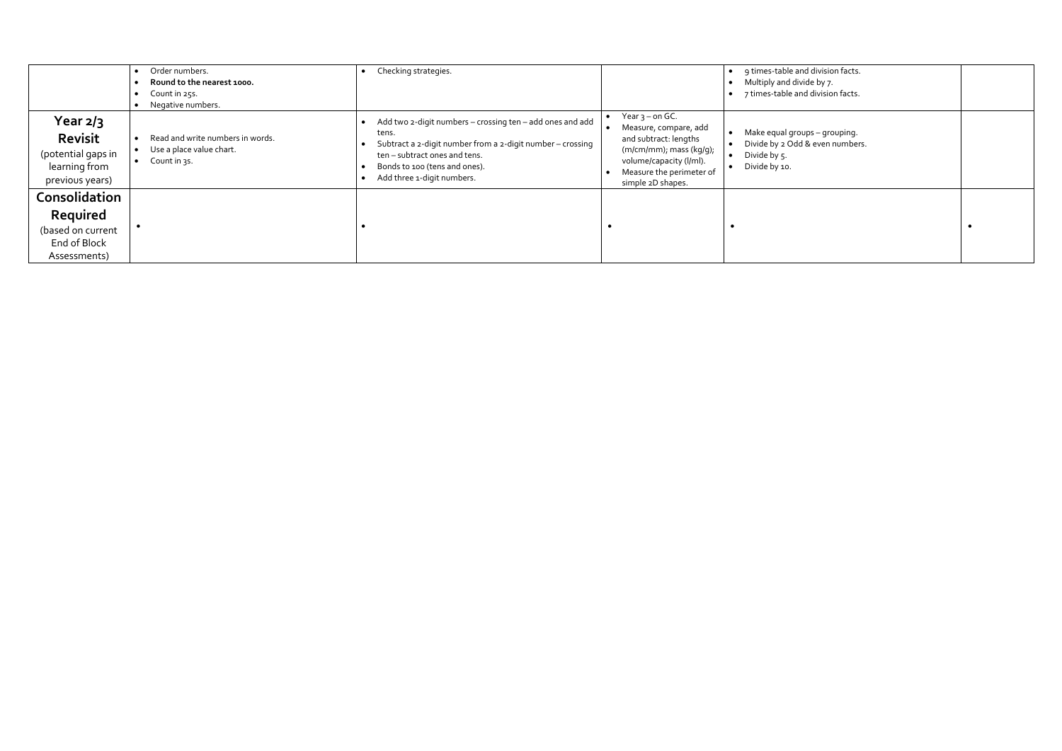| | | | | | |
|---|---|---|---|---|---|
| | • Order numbers.<br>• **Round to the nearest 1000.**<br>• Count in 25s.<br>• Negative numbers. | • Checking strategies. | | • 9 times-table and division facts.<br>• Multiply and divide by 7.<br>• 7 times-table and division facts. | |
| **Year 2/3 Revisit** (potential gaps in learning from previous years) | • Read and write numbers in words.<br>• Use a place value chart.<br>• Count in 3s. | • Add two 2-digit numbers – crossing ten – add ones and add tens.<br>• Subtract a 2-digit number from a 2-digit number – crossing ten – subtract ones and tens.<br>• Bonds to 100 (tens and ones).<br>• Add three 1-digit numbers. | • Year 3 – on GC.<br>• Measure, compare, add and subtract: lengths (m/cm/mm); mass (kg/g); volume/capacity (l/ml).<br>• Measure the perimeter of simple 2D shapes. | • Make equal groups – grouping.<br>• Divide by 2 Odd & even numbers.<br>• Divide by 5.<br>• Divide by 10. | |
| **Consolidation Required** (based on current End of Block Assessments) | • | • | • | • | • |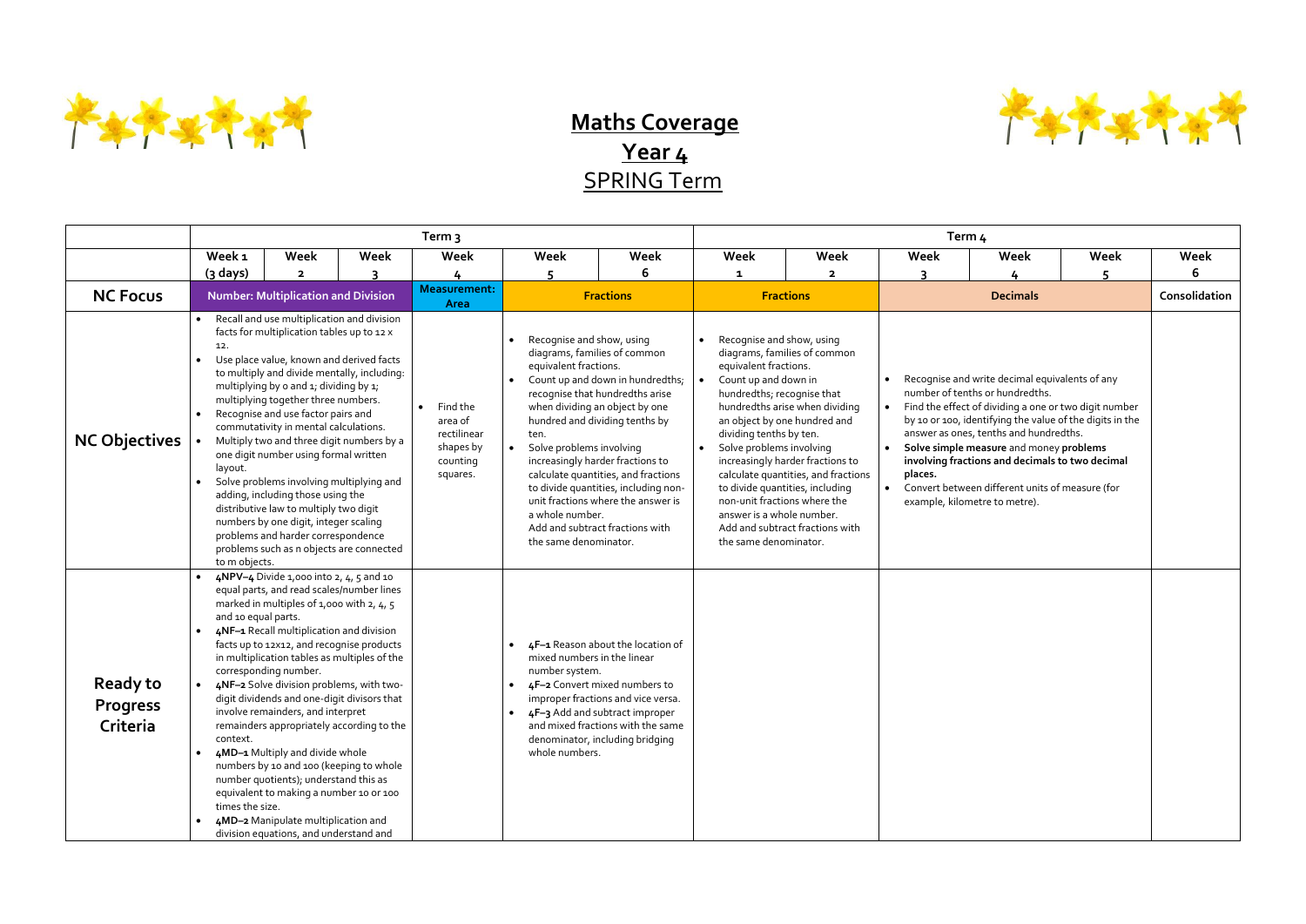# Maths Coverage

## Year 4

## SPRING Term

| | Term 3 | | | | | | Term 4 | | | | | |
|---|---|---|---|---|---|---|---|---|---|---|---|---|
| | Week 1 (3 days) | Week 2 | Week 3 | Week 4 | Week 5 | Week 6 | Week 1 | Week 2 | Week 3 | Week 4 | Week 5 | Week 6 |
| **NC Focus** | **Number: Multiplication and Division** | | | **Measurement: Area** | **Fractions** | | **Fractions** | | **Decimals** | | | **Consolidation** |
| **NC Objectives** | • Recall and use multiplication and division facts for multiplication tables up to 12 x 12.<br>• Use place value, known and derived facts to multiply and divide mentally, including: multiplying by 0 and 1; dividing by 1; multiplying together three numbers.<br>• Recognise and use factor pairs and commutativity in mental calculations.<br>• Multiply two and three digit numbers by a one digit number using formal written layout.<br>• Solve problems involving multiplying and adding, including those using the distributive law to multiply two digit numbers by one digit, integer scaling problems and harder correspondence problems such as n objects are connected to m objects. | | | • Find the area of rectilinear shapes by counting squares. | • Recognise and show, using diagrams, families of common equivalent fractions.<br>• Count up and down in hundredths; recognise that hundredths arise when dividing an object by one hundred and dividing tenths by ten.<br>• Solve problems involving increasingly harder fractions to calculate quantities, and fractions to divide quantities, including non-unit fractions where the answer is a whole number.<br>Add and subtract fractions with the same denominator. | | • Recognise and show, using diagrams, families of common equivalent fractions.<br>• Count up and down in hundredths; recognise that hundredths arise when dividing an object by one hundred and dividing tenths by ten.<br>• Solve problems involving increasingly harder fractions to calculate quantities, and fractions to divide quantities, including non-unit fractions where the answer is a whole number.<br>Add and subtract fractions with the same denominator. | | • Recognise and write decimal equivalents of any number of tenths or hundredths.<br>• Find the effect of dividing a one or two digit number by 10 or 100, identifying the value of the digits in the answer as ones, tenths and hundredths.<br>• **Solve simple measure** and money **problems involving fractions and decimals to two decimal places.**<br>• Convert between different units of measure (for example, kilometre to metre). | | | |
| **Ready to Progress Criteria** | • **4NPV–4** Divide 1,000 into 2, 4, 5 and 10 equal parts, and read scales/number lines marked in multiples of 1,000 with 2, 4, 5 and 10 equal parts.<br>• **4NF–1** Recall multiplication and division facts up to 12x12, and recognise products in multiplication tables as multiples of the corresponding number.<br>• **4NF–2** Solve division problems, with two-digit dividends and one-digit divisors that involve remainders, and interpret remainders appropriately according to the context.<br>• **4MD–1** Multiply and divide whole numbers by 10 and 100 (keeping to whole number quotients); understand this as equivalent to making a number 10 or 100 times the size.<br>• **4MD–2** Manipulate multiplication and division equations, and understand and | | | | • **4F–1** Reason about the location of mixed numbers in the linear number system.<br>• **4F–2** Convert mixed numbers to improper fractions and vice versa.<br>• **4F–3** Add and subtract improper and mixed fractions with the same denominator, including bridging whole numbers. | | | | | | | |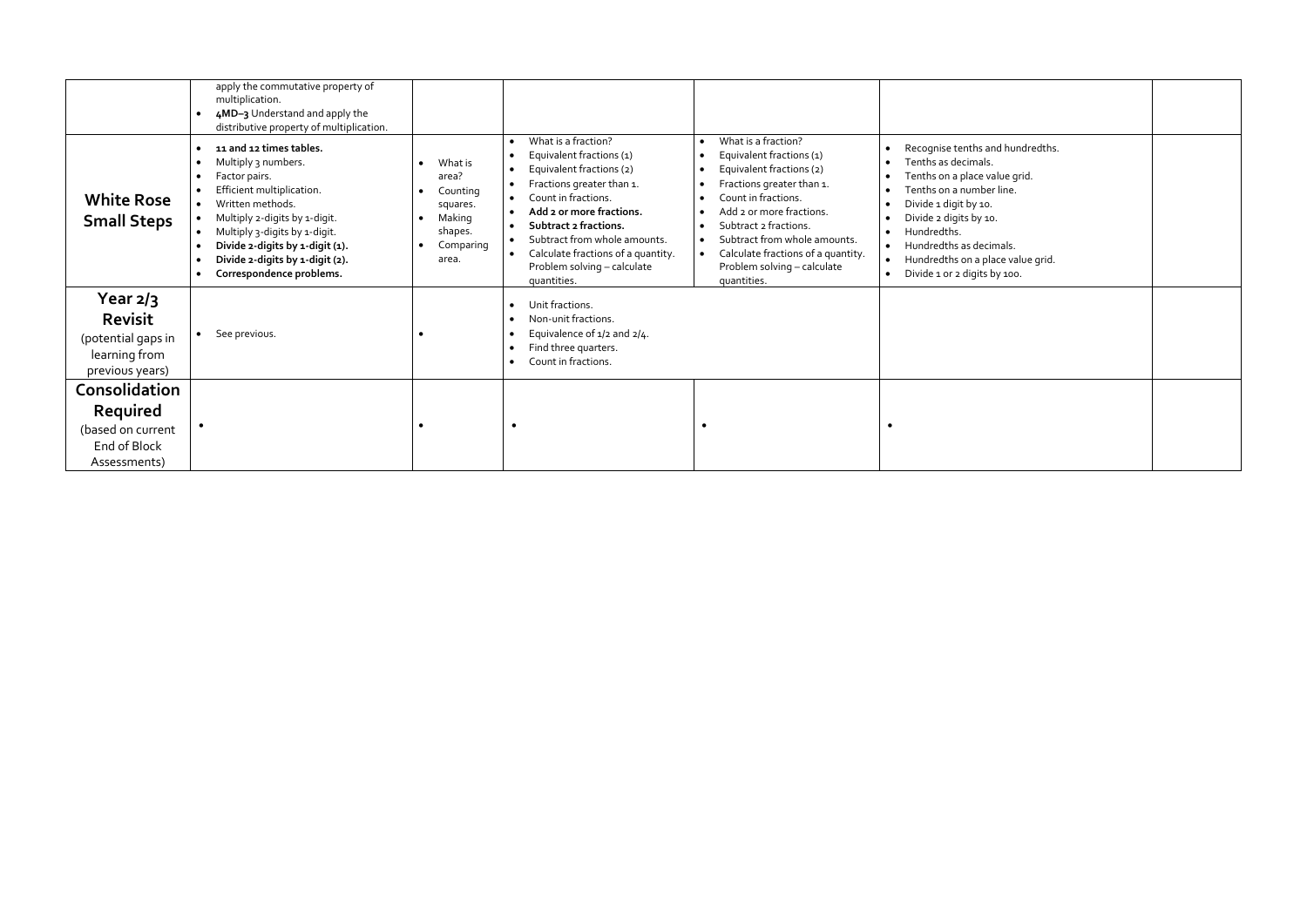| | | | | | | |
|---|---|---|---|---|---|---|
| | apply the commutative property of multiplication.<br>• **4MD–3** Understand and apply the distributive property of multiplication. | | | | | |
| **White Rose Small Steps** | • **11 and 12 times tables.**<br>• Multiply 3 numbers.<br>• Factor pairs.<br>• Efficient multiplication.<br>• Written methods.<br>• Multiply 2-digits by 1-digit.<br>• Multiply 3-digits by 1-digit.<br>• **Divide 2-digits by 1-digit (1).**<br>• **Divide 2-digits by 1-digit (2).**<br>• **Correspondence problems.** | • What is area?<br>• Counting squares.<br>• Making shapes.<br>• Comparing area. | • What is a fraction?<br>• Equivalent fractions (1)<br>• Equivalent fractions (2)<br>• Fractions greater than 1.<br>• Count in fractions.<br>• **Add 2 or more fractions.**<br>• **Subtract 2 fractions.**<br>• Subtract from whole amounts.<br>• Calculate fractions of a quantity.<br>• Problem solving – calculate quantities. | • What is a fraction?<br>• Equivalent fractions (1)<br>• Equivalent fractions (2)<br>• Fractions greater than 1.<br>• Count in fractions.<br>• Add 2 or more fractions.<br>• Subtract 2 fractions.<br>• Subtract from whole amounts.<br>• Calculate fractions of a quantity.<br>• Problem solving – calculate quantities. | • Recognise tenths and hundredths.<br>• Tenths as decimals.<br>• Tenths on a place value grid.<br>• Tenths on a number line.<br>• Divide 1 digit by 10.<br>• Divide 2 digits by 10.<br>• Hundredths.<br>• Hundredths as decimals.<br>• Hundredths on a place value grid.<br>• Divide 1 or 2 digits by 100. | |
| **Year 2/3 Revisit** (potential gaps in learning from previous years) | • See previous. | • | • Unit fractions.<br>• Non-unit fractions.<br>• Equivalence of 1/2 and 2/4.<br>• Find three quarters.<br>• Count in fractions. | | | |
| **Consolidation Required** (based on current End of Block Assessments) | • | • | • | • | • | |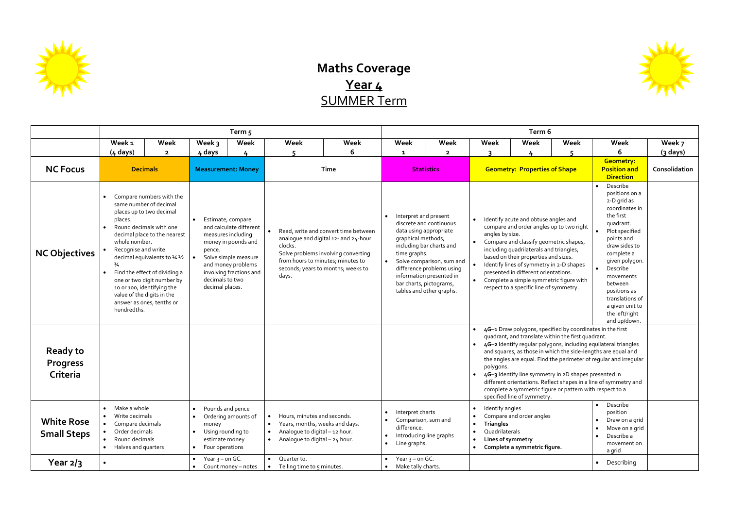# Maths Coverage

## Year 4

## SUMMER Term

| | Term 5 | | | | | | Term 6 | | | | | | |
|---|---|---|---|---|---|---|---|---|---|---|---|---|---|
| | Week 1 (4 days) | Week 2 | Week 3 4 days | Week 4 | Week 5 | Week 6 | Week 1 | Week 2 | Week 3 | Week 4 | Week 5 | Week 6 | Week 7 (3 days) |
| **NC Focus** | **Decimals** | | **Measurement: Money** | | Time | | **Statistics** | | **Geometry: Properties of Shape** | | | **Geometry: Position and Direction** | **Consolidation** |
| **NC Objectives** | • Compare numbers with the same number of decimal places up to two decimal places.<br>• Round decimals with one decimal place to the nearest whole number.<br>• Recognise and write decimal equivalents to ¼ ½ ¾<br>• Find the effect of dividing a one or two digit number by 10 or 100, identifying the value of the digits in the answer as ones, tenths or hundredths. | | • Estimate, compare and calculate different measures including money in pounds and pence.<br>• Solve simple measure and money problems involving fractions and decimals to two decimal places. | | • Read, write and convert time between analogue and digital 12- and 24-hour clocks. Solve problems involving converting from hours to minutes; minutes to seconds; years to months; weeks to days. | | • Interpret and present discrete and continuous data using appropriate graphical methods, including bar charts and time graphs.<br>• Solve comparison, sum and difference problems using information presented in bar charts, pictograms, tables and other graphs. | | • Identify acute and obtuse angles and compare and order angles up to two right angles by size.<br>• Compare and classify geometric shapes, including quadrilaterals and triangles, based on their properties and sizes.<br>• Identify lines of symmetry in 2-D shapes presented in different orientations.<br>• Complete a simple symmetric figure with respect to a specific line of symmetry. | | | • Describe positions on a 2-D grid as coordinates in the first quadrant.<br>• Plot specified points and draw sides to complete a given polygon.<br>• Describe movements between positions as translations of a given unit to the left/right and up/down. | |
| **Ready to Progress Criteria** | | | | | | | | | • **4G–1** Draw polygons, specified by coordinates in the first quadrant, and translate within the first quadrant.<br>• **4G–2** Identify regular polygons, including equilateral triangles and squares, as those in which the side-lengths are equal and the angles are equal. Find the perimeter of regular and irregular polygons.<br>• **4G–3** Identify line symmetry in 2D shapes presented in different orientations. Reflect shapes in a line of symmetry and complete a symmetric figure or pattern with respect to a specified line of symmetry. | | | | |
| **White Rose Small Steps** | • Make a whole<br>• Write decimals<br>• Compare decimals<br>• Order decimals<br>• Round decimals<br>• Halves and quarters | | • Pounds and pence<br>• Ordering amounts of money<br>• Using rounding to estimate money<br>• Four operations | | • Hours, minutes and seconds.<br>• Years, months, weeks and days.<br>• Analogue to digital – 12 hour.<br>• Analogue to digital – 24 hour. | | • Interpret charts<br>• Comparison, sum and difference.<br>• Introducing line graphs<br>• Line graphs. | | • Identify angles<br>• Compare and order angles<br>• **Triangles**<br>• Quadrilaterals<br>• **Lines of symmetry**<br>• **Complete a symmetric figure.** | | | • Describe position<br>• Draw on a grid<br>• Move on a grid<br>• Describe a movement on a grid | |
| **Year 2/3** | • | | • Year 3 – on GC.<br>• Count money – notes | | • Quarter to.<br>• Telling time to 5 minutes. | | • Year 3 – on GC.<br>• Make tally charts. | | | | | • Describing | |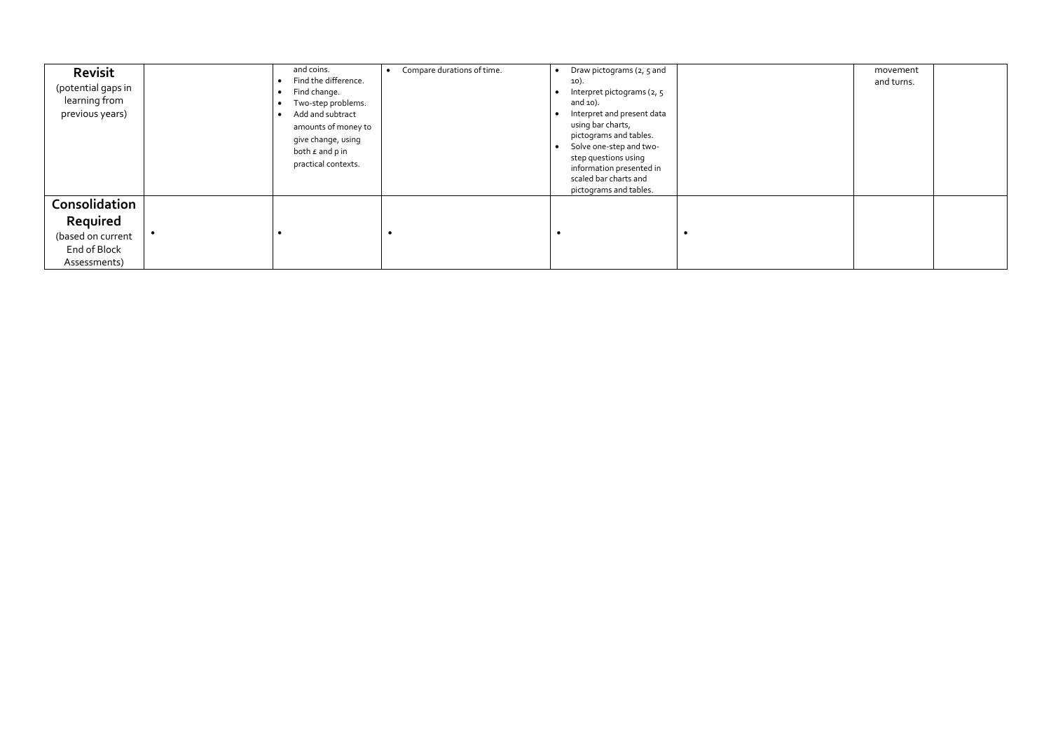| | | | | | | | |
|---|---|---|---|---|---|---|---|
| **Revisit** (potential gaps in learning from previous years) | | and coins.<br>• Find the difference.<br>• Find change.<br>• Two-step problems.<br>• Add and subtract amounts of money to give change, using both £ and p in practical contexts. | • Compare durations of time. | • Draw pictograms (2, 5 and 10).<br>• Interpret pictograms (2, 5 and 10).<br>• Interpret and present data using bar charts, pictograms and tables.<br>• Solve one-step and two-step questions using information presented in scaled bar charts and pictograms and tables. | | movement and turns. | |
| **Consolidation Required** (based on current End of Block Assessments) | • | • | • | • | • | | |